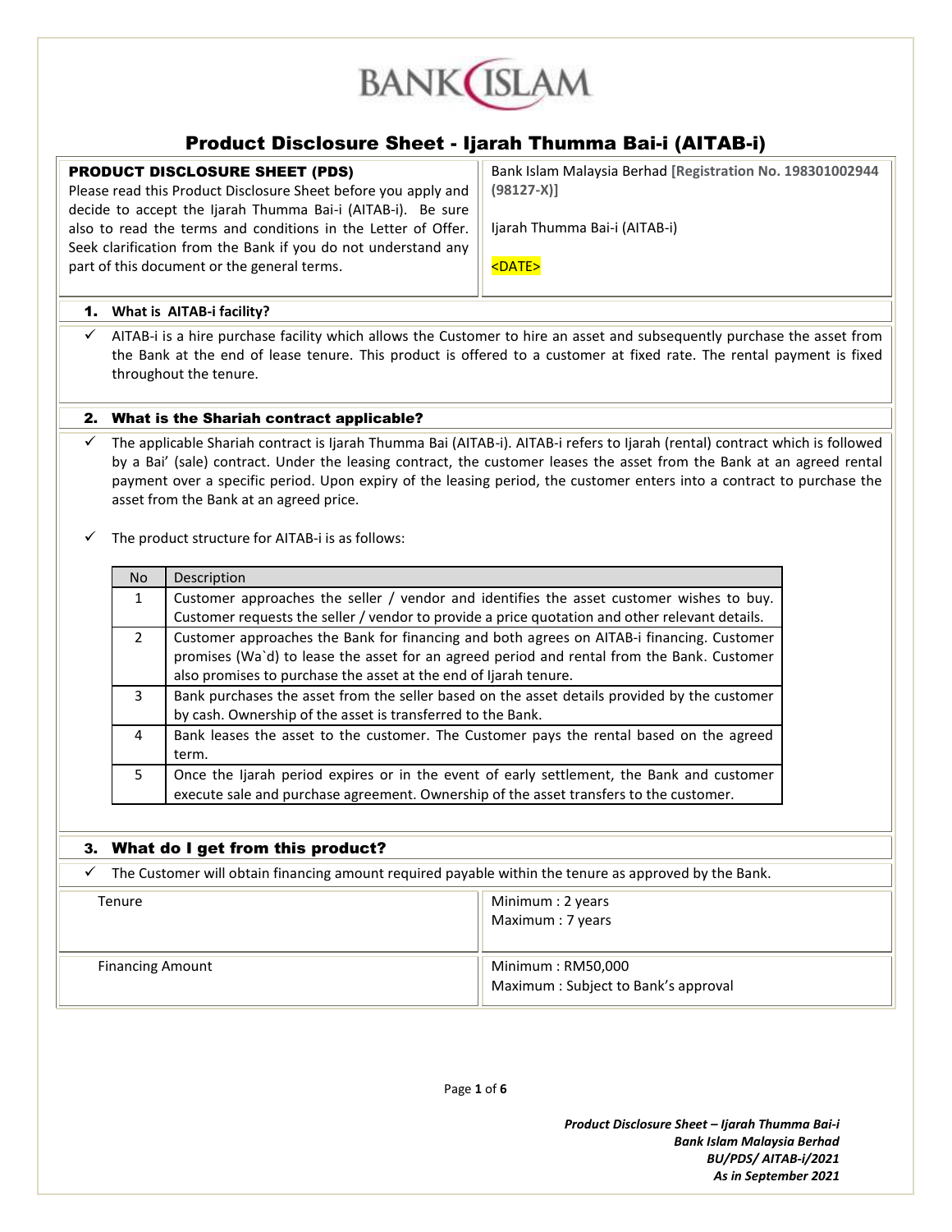BANK ISLAM

# Product Disclosure Sheet - Ijarah Thumma Bai-i (AITAB-i)

| **PRODUCT DISCLOSURE SHEET (PDS)** Please read this Product Disclosure Sheet before you apply and decide to accept the Ijarah Thumma Bai-i (AITAB-i). Be sure also to read the terms and conditions in the Letter of Offer. Seek clarification from the Bank if you do not understand any part of this document or the general terms. | Bank Islam Malaysia Berhad **[Registration No. 198301002944 (98127-X)]** <br><br> Ijarah Thumma Bai-i (AITAB-i) <br><br> <DATE> |
|---|---|

## 1. What is AITAB-i facility?

- ✓ AITAB-i is a hire purchase facility which allows the Customer to hire an asset and subsequently purchase the asset from the Bank at the end of lease tenure. This product is offered to a customer at fixed rate. The rental payment is fixed throughout the tenure.

## 2. What is the Shariah contract applicable?

- ✓ The applicable Shariah contract is Ijarah Thumma Bai (AITAB-i). AITAB-i refers to Ijarah (rental) contract which is followed by a Bai' (sale) contract. Under the leasing contract, the customer leases the asset from the Bank at an agreed rental payment over a specific period. Upon expiry of the leasing period, the customer enters into a contract to purchase the asset from the Bank at an agreed price.
- ✓ The product structure for AITAB-i is as follows:

| No | Description |
|---|---|
| 1 | Customer approaches the seller / vendor and identifies the asset customer wishes to buy. Customer requests the seller / vendor to provide a price quotation and other relevant details. |
| 2 | Customer approaches the Bank for financing and both agrees on AITAB-i financing. Customer promises (Wa`d) to lease the asset for an agreed period and rental from the Bank. Customer also promises to purchase the asset at the end of Ijarah tenure. |
| 3 | Bank purchases the asset from the seller based on the asset details provided by the customer by cash. Ownership of the asset is transferred to the Bank. |
| 4 | Bank leases the asset to the customer. The Customer pays the rental based on the agreed term. |
| 5 | Once the Ijarah period expires or in the event of early settlement, the Bank and customer execute sale and purchase agreement. Ownership of the asset transfers to the customer. |

## 3. What do I get from this product?

- ✓ The Customer will obtain financing amount required payable within the tenure as approved by the Bank.

| | |
|---|---|
| Tenure | Minimum : 2 years <br> Maximum : 7 years |
| Financing Amount | Minimum : RM50,000 <br> Maximum : Subject to Bank's approval |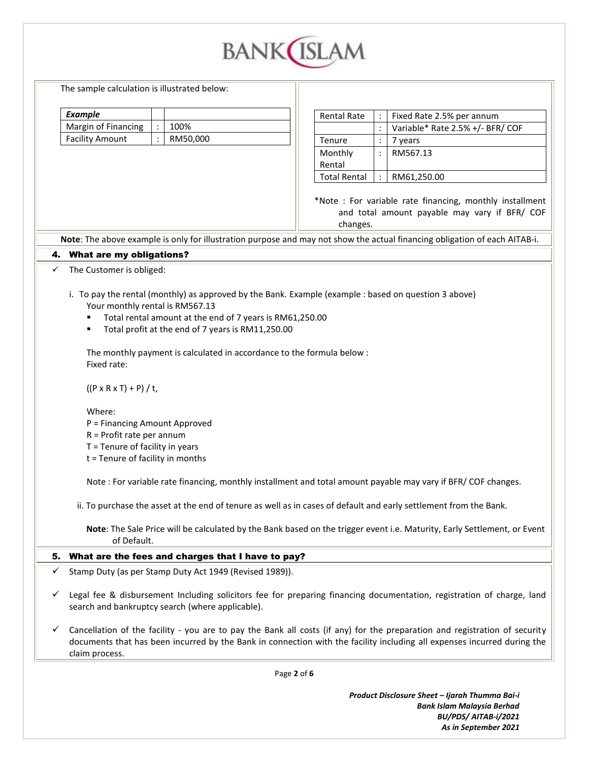The sample calculation is illustrated below:

| *Example* | | |
|---|---|---|
| Margin of Financing | : | 100% |
| Facility Amount | : | RM50,000 |

| Rental Rate | : | Fixed Rate 2.5% per annum |
|---|---|---|
| | : | Variable* Rate 2.5% +/- BFR/ COF |
| Tenure | : | 7 years |
| Monthly Rental | : | RM567.13 |
| Total Rental | : | RM61,250.00 |

*Note : For variable rate financing, monthly installment and total amount payable may vary if BFR/ COF changes.

**Note**: The above example is only for illustration purpose and may not show the actual financing obligation of each AITAB-i.

## 4. What are my obligations?

✓ The Customer is obliged:

i. To pay the rental (monthly) as approved by the Bank. Example (example : based on question 3 above)

Your monthly rental is RM567.13

- Total rental amount at the end of 7 years is RM61,250.00
- Total profit at the end of 7 years is RM11,250.00

The monthly payment is calculated in accordance to the formula below :

Fixed rate:

$$((P \times R \times T) + P) / t,$$

Where:

P = Financing Amount Approved

R = Profit rate per annum

T = Tenure of facility in years

t = Tenure of facility in months

Note : For variable rate financing, monthly installment and total amount payable may vary if BFR/ COF changes.

ii. To purchase the asset at the end of tenure as well as in cases of default and early settlement from the Bank.

**Note**: The Sale Price will be calculated by the Bank based on the trigger event i.e. Maturity, Early Settlement, or Event of Default.

## 5. What are the fees and charges that I have to pay?

✓ Stamp Duty (as per Stamp Duty Act 1949 (Revised 1989)).

✓ Legal fee & disbursement Including solicitors fee for preparing financing documentation, registration of charge, land search and bankruptcy search (where applicable).

✓ Cancellation of the facility - you are to pay the Bank all costs (if any) for the preparation and registration of security documents that has been incurred by the Bank in connection with the facility including all expenses incurred during the claim process.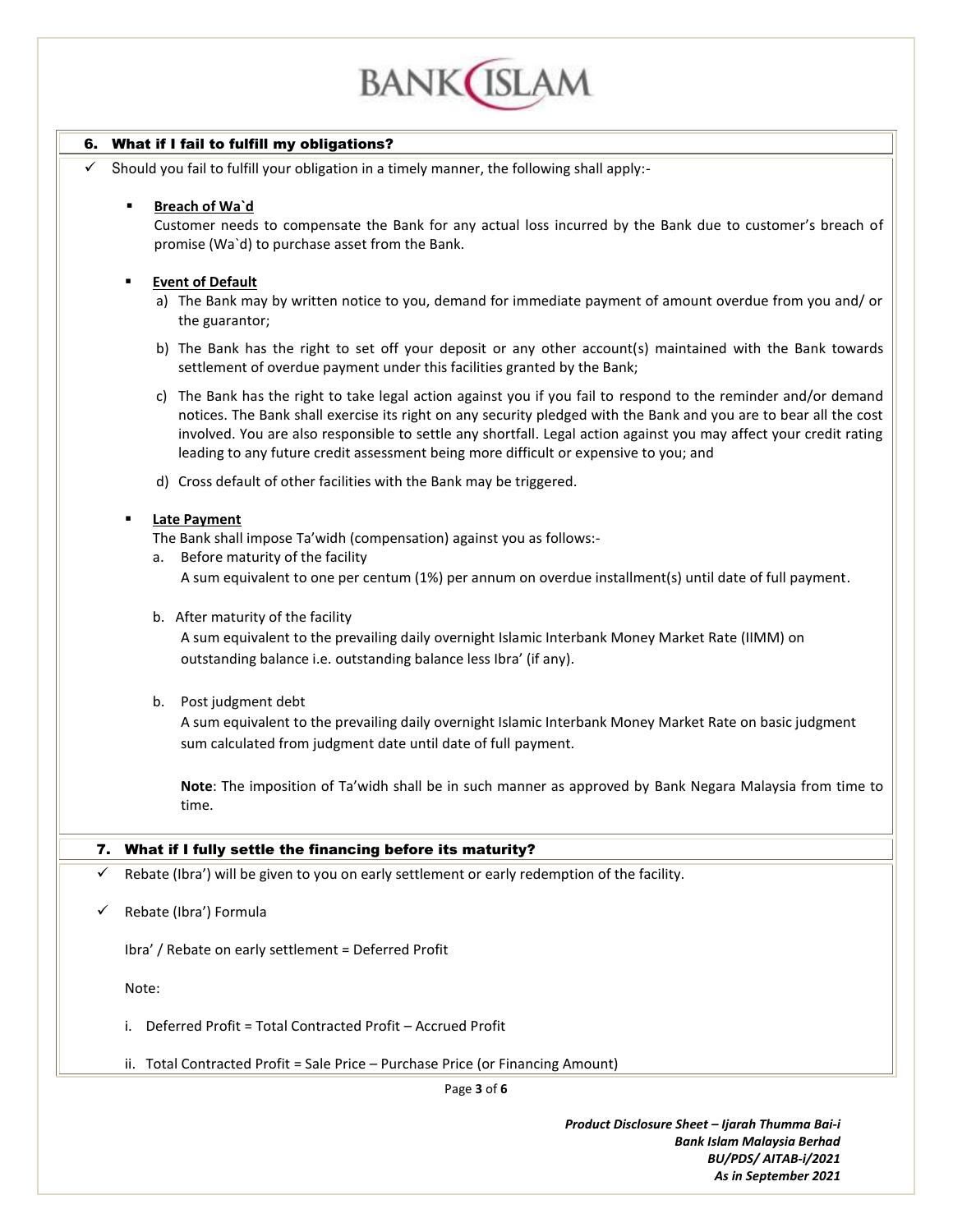## 6. What if I fail to fulfill my obligations?

✓ Should you fail to fulfill your obligation in a timely manner, the following shall apply:-

- **Breach of Wa`d**

  Customer needs to compensate the Bank for any actual loss incurred by the Bank due to customer's breach of promise (Wa`d) to purchase asset from the Bank.

- **Event of Default**

  a) The Bank may by written notice to you, demand for immediate payment of amount overdue from you and/ or the guarantor;

  b) The Bank has the right to set off your deposit or any other account(s) maintained with the Bank towards settlement of overdue payment under this facilities granted by the Bank;

  c) The Bank has the right to take legal action against you if you fail to respond to the reminder and/or demand notices. The Bank shall exercise its right on any security pledged with the Bank and you are to bear all the cost involved. You are also responsible to settle any shortfall. Legal action against you may affect your credit rating leading to any future credit assessment being more difficult or expensive to you; and

  d) Cross default of other facilities with the Bank may be triggered.

- **Late Payment**

  The Bank shall impose Ta'widh (compensation) against you as follows:-

  a. Before maturity of the facility

     A sum equivalent to one per centum (1%) per annum on overdue installment(s) until date of full payment.

  b. After maturity of the facility

     A sum equivalent to the prevailing daily overnight Islamic Interbank Money Market Rate (IIMM) on outstanding balance i.e. outstanding balance less Ibra' (if any).

  b. Post judgment debt

     A sum equivalent to the prevailing daily overnight Islamic Interbank Money Market Rate on basic judgment sum calculated from judgment date until date of full payment.

     **Note**: The imposition of Ta'widh shall be in such manner as approved by Bank Negara Malaysia from time to time.

## 7. What if I fully settle the financing before its maturity?

✓ Rebate (Ibra') will be given to you on early settlement or early redemption of the facility.

✓ Rebate (Ibra') Formula

Ibra' / Rebate on early settlement = Deferred Profit

Note:

i. Deferred Profit = Total Contracted Profit – Accrued Profit

ii. Total Contracted Profit = Sale Price – Purchase Price (or Financing Amount)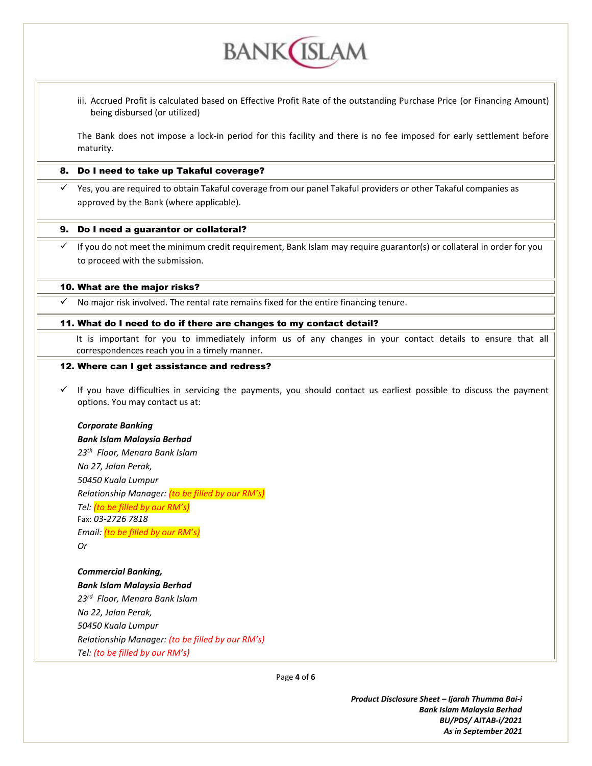iii. Accrued Profit is calculated based on Effective Profit Rate of the outstanding Purchase Price (or Financing Amount) being disbursed (or utilized)

The Bank does not impose a lock-in period for this facility and there is no fee imposed for early settlement before maturity.

### 8. Do I need to take up Takaful coverage?

✓ Yes, you are required to obtain Takaful coverage from our panel Takaful providers or other Takaful companies as approved by the Bank (where applicable).

### 9. Do I need a guarantor or collateral?

✓ If you do not meet the minimum credit requirement, Bank Islam may require guarantor(s) or collateral in order for you to proceed with the submission.

### 10. What are the major risks?

✓ No major risk involved. The rental rate remains fixed for the entire financing tenure.

### 11. What do I need to do if there are changes to my contact detail?

It is important for you to immediately inform us of any changes in your contact details to ensure that all correspondences reach you in a timely manner.

### 12. Where can I get assistance and redress?

✓ If you have difficulties in servicing the payments, you should contact us earliest possible to discuss the payment options. You may contact us at:

***Corporate Banking***
***Bank Islam Malaysia Berhad***
*23th Floor, Menara Bank Islam*
*No 27, Jalan Perak,*
*50450 Kuala Lumpur*
*Relationship Manager: (to be filled by our RM's)*
*Tel: (to be filled by our RM's)*
Fax: *03-2726 7818*
*Email: (to be filled by our RM's)*
*Or*

***Commercial Banking,***
***Bank Islam Malaysia Berhad***
*23rd Floor, Menara Bank Islam*
*No 22, Jalan Perak,*
*50450 Kuala Lumpur*
*Relationship Manager: (to be filled by our RM's)*
*Tel: (to be filled by our RM's)*

***Product Disclosure Sheet – Ijarah Thumma Bai-i***
***Bank Islam Malaysia Berhad***
***BU/PDS/ AITAB-i/2021***
***As in September 2021***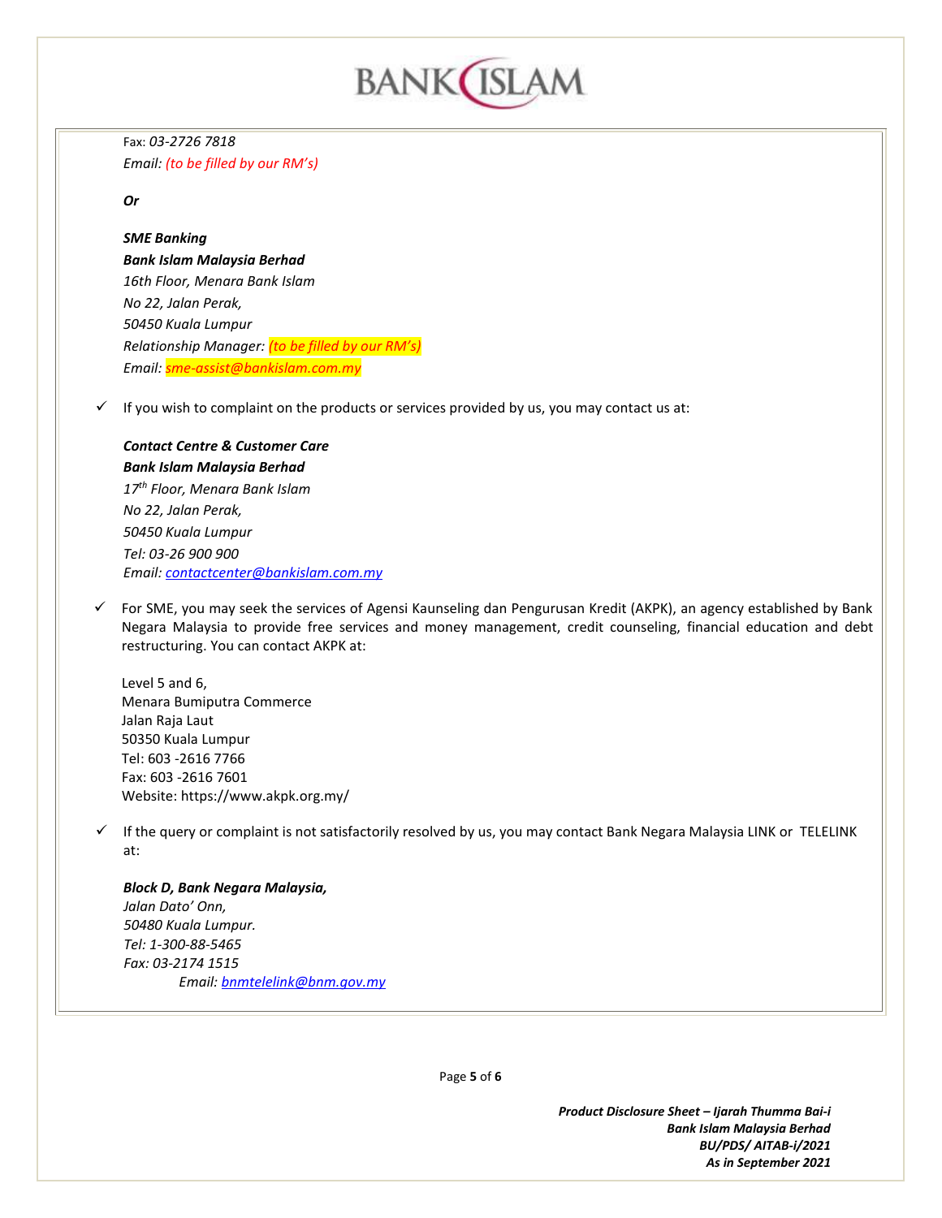Fax: *03-2726 7818*
*Email: (to be filled by our RM's)*

***Or***

***SME Banking***
***Bank Islam Malaysia Berhad***
*16th Floor, Menara Bank Islam*
*No 22, Jalan Perak,*
*50450 Kuala Lumpur*
*Relationship Manager: (to be filled by our RM's)*
*Email: sme-assist@bankislam.com.my*

- ✓ If you wish to complaint on the products or services provided by us, you may contact us at:

  ***Contact Centre & Customer Care***
  ***Bank Islam Malaysia Berhad***
  *17th Floor, Menara Bank Islam*
  *No 22, Jalan Perak,*
  *50450 Kuala Lumpur*
  *Tel: 03-26 900 900*
  *Email: contactcenter@bankislam.com.my*

- ✓ For SME, you may seek the services of Agensi Kaunseling dan Pengurusan Kredit (AKPK), an agency established by Bank Negara Malaysia to provide free services and money management, credit counseling, financial education and debt restructuring. You can contact AKPK at:

  Level 5 and 6,
  Menara Bumiputra Commerce
  Jalan Raja Laut
  50350 Kuala Lumpur
  Tel: 603 -2616 7766
  Fax: 603 -2616 7601
  Website: https://www.akpk.org.my/

- ✓ If the query or complaint is not satisfactorily resolved by us, you may contact Bank Negara Malaysia LINK or TELELINK at:

  ***Block D, Bank Negara Malaysia,***
  *Jalan Dato' Onn,*
  *50480 Kuala Lumpur.*
  *Tel: 1-300-88-5465*
  *Fax: 03-2174 1515*
  *Email: bnmtelelink@bnm.gov.my*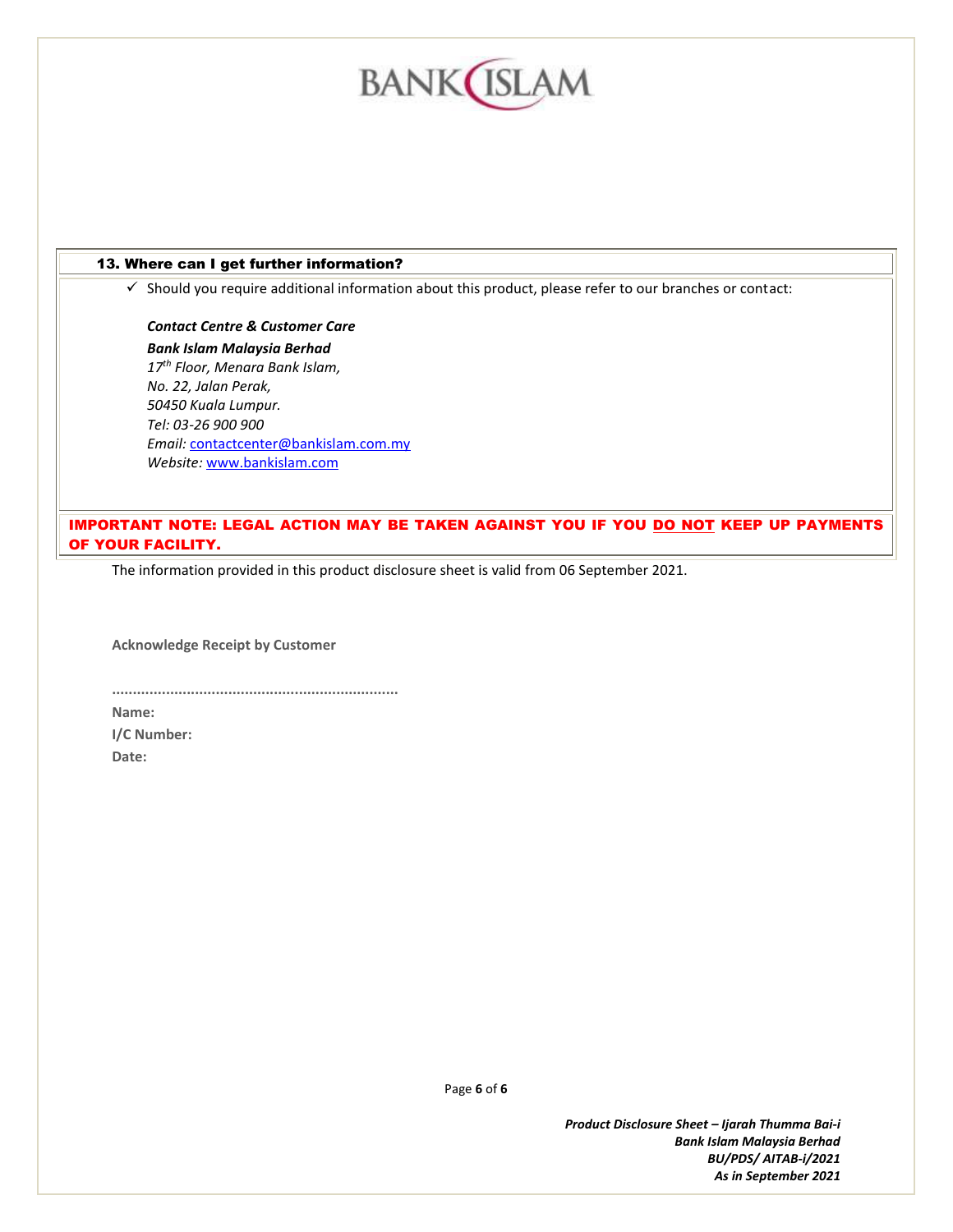### 13. Where can I get further information?

- ✓ Should you require additional information about this product, please refer to our branches or contact:

  ***Contact Centre & Customer Care***
  ***Bank Islam Malaysia Berhad***
  *17th Floor, Menara Bank Islam,*
  *No. 22, Jalan Perak,*
  *50450 Kuala Lumpur.*
  *Tel: 03-26 900 900*
  *Email:* contactcenter@bankislam.com.my
  *Website:* www.bankislam.com

**IMPORTANT NOTE: LEGAL ACTION MAY BE TAKEN AGAINST YOU IF YOU DO NOT KEEP UP PAYMENTS OF YOUR FACILITY.**

The information provided in this product disclosure sheet is valid from 06 September 2021.

**Acknowledge Receipt by Customer**

......................................................................

**Name:**
**I/C Number:**
**Date:**

***Product Disclosure Sheet – Ijarah Thumma Bai-i***
***Bank Islam Malaysia Berhad***
***BU/PDS/ AITAB-i/2021***
***As in September 2021***